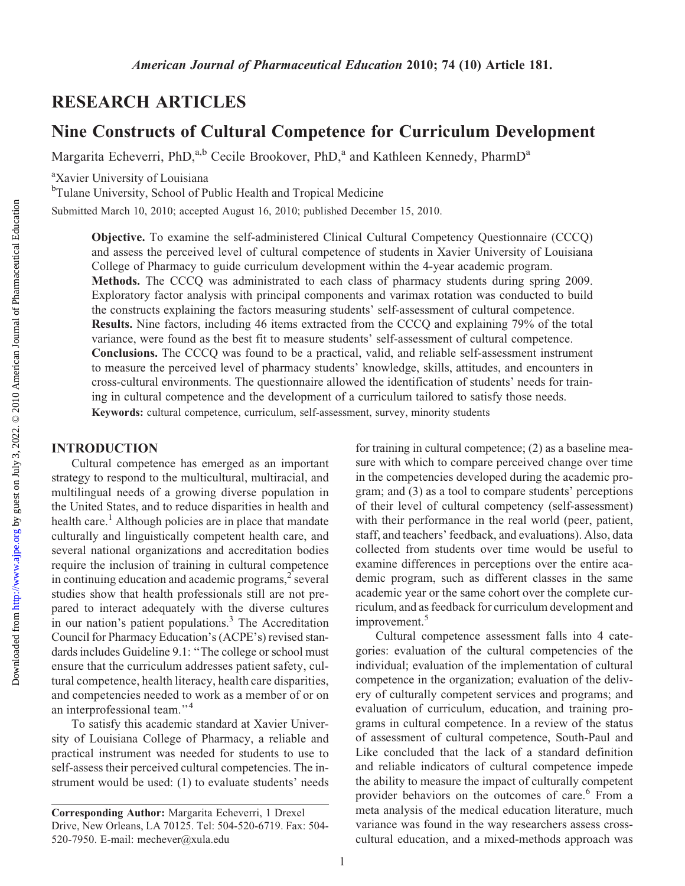## RESEARCH ARTICLES

# Nine Constructs of Cultural Competence for Curriculum Development

Margarita Echeverri, PhD,[a,b] Cecile Brookover, PhD,[a] and Kathleen Kennedy, PharmD[a]

[a]Xavier University of Louisiana

[b]Tulane University, School of Public Health and Tropical Medicine

Submitted March 10, 2010; accepted August 16, 2010; published December 15, 2010.

**Objective.** To examine the self-administered Clinical Cultural Competency Questionnaire (CCCQ) and assess the perceived level of cultural competence of students in Xavier University of Louisiana College of Pharmacy to guide curriculum development within the 4-year academic program.

**Methods.** The CCCQ was administrated to each class of pharmacy students during spring 2009. Exploratory factor analysis with principal components and varimax rotation was conducted to build the constructs explaining the factors measuring students' self-assessment of cultural competence.

**Results.** Nine factors, including 46 items extracted from the CCCQ and explaining 79% of the total variance, were found as the best fit to measure students' self-assessment of cultural competence.

**Conclusions.** The CCCQ was found to be a practical, valid, and reliable self-assessment instrument to measure the perceived level of pharmacy students' knowledge, skills, attitudes, and encounters in cross-cultural environments. The questionnaire allowed the identification of students' needs for training in cultural competence and the development of a curriculum tailored to satisfy those needs.

**Keywords:** cultural competence, curriculum, self-assessment, survey, minority students

## INTRODUCTION

Cultural competence has emerged as an important strategy to respond to the multicultural, multiracial, and multilingual needs of a growing diverse population in the United States, and to reduce disparities in health and health care.[1] Although policies are in place that mandate culturally and linguistically competent health care, and several national organizations and accreditation bodies require the inclusion of training in cultural competence in continuing education and academic programs,[2] several studies show that health professionals still are not prepared to interact adequately with the diverse cultures in our nation's patient populations.[3] The Accreditation Council for Pharmacy Education's (ACPE's) revised standards includes Guideline 9.1: "The college or school must ensure that the curriculum addresses patient safety, cultural competence, health literacy, health care disparities, and competencies needed to work as a member of or on an interprofessional team."[4]

To satisfy this academic standard at Xavier University of Louisiana College of Pharmacy, a reliable and practical instrument was needed for students to use to self-assess their perceived cultural competencies. The instrument would be used: (1) to evaluate students' needs for training in cultural competence; (2) as a baseline measure with which to compare perceived change over time in the competencies developed during the academic program; and (3) as a tool to compare students' perceptions of their level of cultural competency (self-assessment) with their performance in the real world (peer, patient, staff, and teachers' feedback, and evaluations). Also, data collected from students over time would be useful to examine differences in perceptions over the entire academic program, such as different classes in the same academic year or the same cohort over the complete curriculum, and as feedback for curriculum development and improvement.[5]

Cultural competence assessment falls into 4 categories: evaluation of the cultural competencies of the individual; evaluation of the implementation of cultural competence in the organization; evaluation of the delivery of culturally competent services and programs; and evaluation of curriculum, education, and training programs in cultural competence. In a review of the status of assessment of cultural competence, South-Paul and Like concluded that the lack of a standard definition and reliable indicators of cultural competence impede the ability to measure the impact of culturally competent provider behaviors on the outcomes of care.[6] From a meta analysis of the medical education literature, much variance was found in the way researchers assess cross-cultural education, and a mixed-methods approach was

**Corresponding Author:** Margarita Echeverri, 1 Drexel Drive, New Orleans, LA 70125. Tel: 504-520-6719. Fax: 504-520-7950. E-mail: mechever@xula.edu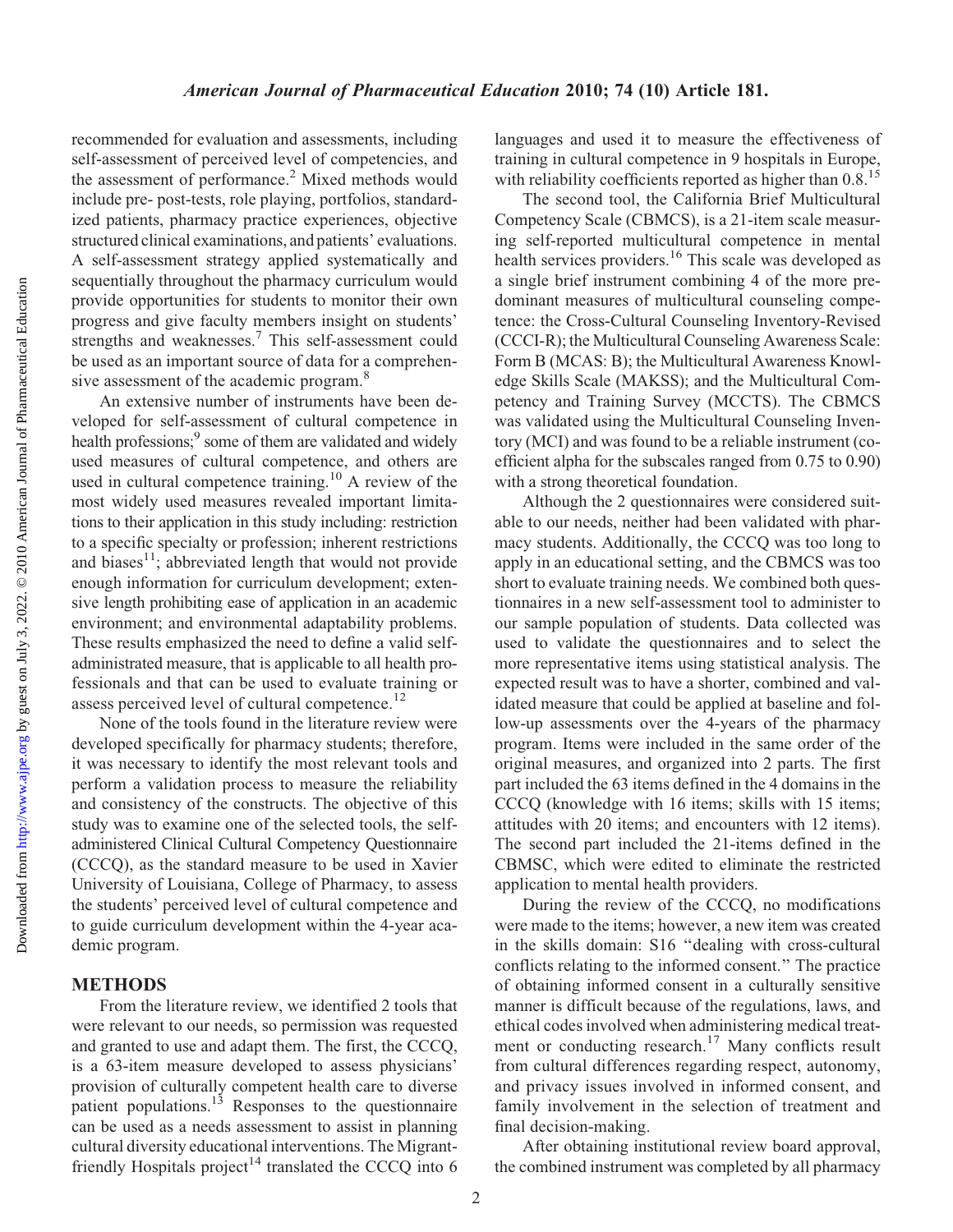recommended for evaluation and assessments, including self-assessment of perceived level of competencies, and the assessment of performance.[2] Mixed methods would include pre- post-tests, role playing, portfolios, standardized patients, pharmacy practice experiences, objective structured clinical examinations, and patients' evaluations. A self-assessment strategy applied systematically and sequentially throughout the pharmacy curriculum would provide opportunities for students to monitor their own progress and give faculty members insight on students' strengths and weaknesses.[7] This self-assessment could be used as an important source of data for a comprehensive assessment of the academic program.[8]

An extensive number of instruments have been developed for self-assessment of cultural competence in health professions;[9] some of them are validated and widely used measures of cultural competence, and others are used in cultural competence training.[10] A review of the most widely used measures revealed important limitations to their application in this study including: restriction to a specific specialty or profession; inherent restrictions and biases[11]; abbreviated length that would not provide enough information for curriculum development; extensive length prohibiting ease of application in an academic environment; and environmental adaptability problems. These results emphasized the need to define a valid self-administrated measure, that is applicable to all health professionals and that can be used to evaluate training or assess perceived level of cultural competence.[12]

None of the tools found in the literature review were developed specifically for pharmacy students; therefore, it was necessary to identify the most relevant tools and perform a validation process to measure the reliability and consistency of the constructs. The objective of this study was to examine one of the selected tools, the self-administered Clinical Cultural Competency Questionnaire (CCCQ), as the standard measure to be used in Xavier University of Louisiana, College of Pharmacy, to assess the students' perceived level of cultural competence and to guide curriculum development within the 4-year academic program.

## METHODS

From the literature review, we identified 2 tools that were relevant to our needs, so permission was requested and granted to use and adapt them. The first, the CCCQ, is a 63-item measure developed to assess physicians' provision of culturally competent health care to diverse patient populations.[13] Responses to the questionnaire can be used as a needs assessment to assist in planning cultural diversity educational interventions. The Migrant-friendly Hospitals project[14] translated the CCCQ into 6 languages and used it to measure the effectiveness of training in cultural competence in 9 hospitals in Europe, with reliability coefficients reported as higher than 0.8.[15]

The second tool, the California Brief Multicultural Competency Scale (CBMCS), is a 21-item scale measuring self-reported multicultural competence in mental health services providers.[16] This scale was developed as a single brief instrument combining 4 of the more predominant measures of multicultural counseling competence: the Cross-Cultural Counseling Inventory-Revised (CCCI-R); the Multicultural Counseling Awareness Scale: Form B (MCAS: B); the Multicultural Awareness Knowledge Skills Scale (MAKSS); and the Multicultural Competency and Training Survey (MCCTS). The CBMCS was validated using the Multicultural Counseling Inventory (MCI) and was found to be a reliable instrument (coefficient alpha for the subscales ranged from 0.75 to 0.90) with a strong theoretical foundation.

Although the 2 questionnaires were considered suitable to our needs, neither had been validated with pharmacy students. Additionally, the CCCQ was too long to apply in an educational setting, and the CBMCS was too short to evaluate training needs. We combined both questionnaires in a new self-assessment tool to administer to our sample population of students. Data collected was used to validate the questionnaires and to select the more representative items using statistical analysis. The expected result was to have a shorter, combined and validated measure that could be applied at baseline and follow-up assessments over the 4-years of the pharmacy program. Items were included in the same order of the original measures, and organized into 2 parts. The first part included the 63 items defined in the 4 domains in the CCCQ (knowledge with 16 items; skills with 15 items; attitudes with 20 items; and encounters with 12 items). The second part included the 21-items defined in the CBMSC, which were edited to eliminate the restricted application to mental health providers.

During the review of the CCCQ, no modifications were made to the items; however, a new item was created in the skills domain: S16 "dealing with cross-cultural conflicts relating to the informed consent." The practice of obtaining informed consent in a culturally sensitive manner is difficult because of the regulations, laws, and ethical codes involved when administering medical treatment or conducting research.[17] Many conflicts result from cultural differences regarding respect, autonomy, and privacy issues involved in informed consent, and family involvement in the selection of treatment and final decision-making.

After obtaining institutional review board approval, the combined instrument was completed by all pharmacy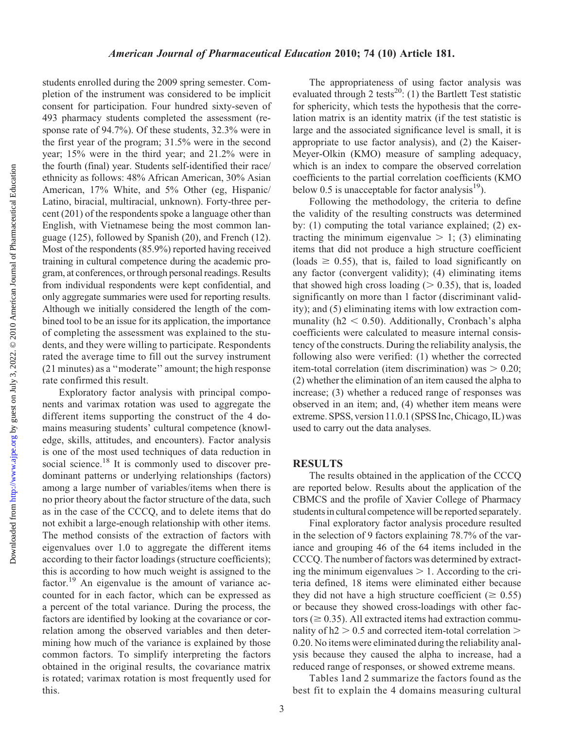students enrolled during the 2009 spring semester. Completion of the instrument was considered to be implicit consent for participation. Four hundred sixty-seven of 493 pharmacy students completed the assessment (response rate of 94.7%). Of these students, 32.3% were in the first year of the program; 31.5% were in the second year; 15% were in the third year; and 21.2% were in the fourth (final) year. Students self-identified their race/ethnicity as follows: 48% African American, 30% Asian American, 17% White, and 5% Other (eg, Hispanic/Latino, biracial, multiracial, unknown). Forty-three percent (201) of the respondents spoke a language other than English, with Vietnamese being the most common language (125), followed by Spanish (20), and French (12). Most of the respondents (85.9%) reported having received training in cultural competence during the academic program, at conferences, or through personal readings. Results from individual respondents were kept confidential, and only aggregate summaries were used for reporting results. Although we initially considered the length of the combined tool to be an issue for its application, the importance of completing the assessment was explained to the students, and they were willing to participate. Respondents rated the average time to fill out the survey instrument (21 minutes) as a ''moderate'' amount; the high response rate confirmed this result.

Exploratory factor analysis with principal components and varimax rotation was used to aggregate the different items supporting the construct of the 4 domains measuring students' cultural competence (knowledge, skills, attitudes, and encounters). Factor analysis is one of the most used techniques of data reduction in social science.[18] It is commonly used to discover predominant patterns or underlying relationships (factors) among a large number of variables/items when there is no prior theory about the factor structure of the data, such as in the case of the CCCQ, and to delete items that do not exhibit a large-enough relationship with other items. The method consists of the extraction of factors with eigenvalues over 1.0 to aggregate the different items according to their factor loadings (structure coefficients); this is according to how much weight is assigned to the factor.[19] An eigenvalue is the amount of variance accounted for in each factor, which can be expressed as a percent of the total variance. During the process, the factors are identified by looking at the covariance or correlation among the observed variables and then determining how much of the variance is explained by those common factors. To simplify interpreting the factors obtained in the original results, the covariance matrix is rotated; varimax rotation is most frequently used for this.

The appropriateness of using factor analysis was evaluated through 2 tests[20]: (1) the Bartlett Test statistic for sphericity, which tests the hypothesis that the correlation matrix is an identity matrix (if the test statistic is large and the associated significance level is small, it is appropriate to use factor analysis), and (2) the Kaiser-Meyer-Olkin (KMO) measure of sampling adequacy, which is an index to compare the observed correlation coefficients to the partial correlation coefficients (KMO below 0.5 is unacceptable for factor analysis[19]).

Following the methodology, the criteria to define the validity of the resulting constructs was determined by: (1) computing the total variance explained; (2) extracting the minimum eigenvalue $> 1$; (3) eliminating items that did not produce a high structure coefficient (loads $\geq 0.55$), that is, failed to load significantly on any factor (convergent validity); (4) eliminating items that showed high cross loading ($> 0.35$), that is, loaded significantly on more than 1 factor (discriminant validity); and (5) eliminating items with low extraction communality ($h2 < 0.50$). Additionally, Cronbach's alpha coefficients were calculated to measure internal consistency of the constructs. During the reliability analysis, the following also were verified: (1) whether the corrected item-total correlation (item discrimination) was $> 0.20$; (2) whether the elimination of an item caused the alpha to increase; (3) whether a reduced range of responses was observed in an item; and, (4) whether item means were extreme. SPSS, version 11.0.1 (SPSS Inc, Chicago, IL) was used to carry out the data analyses.

## RESULTS

The results obtained in the application of the CCCQ are reported below. Results about the application of the CBMCS and the profile of Xavier College of Pharmacy students in cultural competence will be reported separately.

Final exploratory factor analysis procedure resulted in the selection of 9 factors explaining 78.7% of the variance and grouping 46 of the 64 items included in the CCCQ. The number of factors was determined by extracting the minimum eigenvalues $> 1$. According to the criteria defined, 18 items were eliminated either because they did not have a high structure coefficient ($\geq 0.55$) or because they showed cross-loadings with other factors ($\geq 0.35$). All extracted items had extraction communality of $h2 > 0.5$ and corrected item-total correlation $> 0.20$. No items were eliminated during the reliability analysis because they caused the alpha to increase, had a reduced range of responses, or showed extreme means.

Tables 1and 2 summarize the factors found as the best fit to explain the 4 domains measuring cultural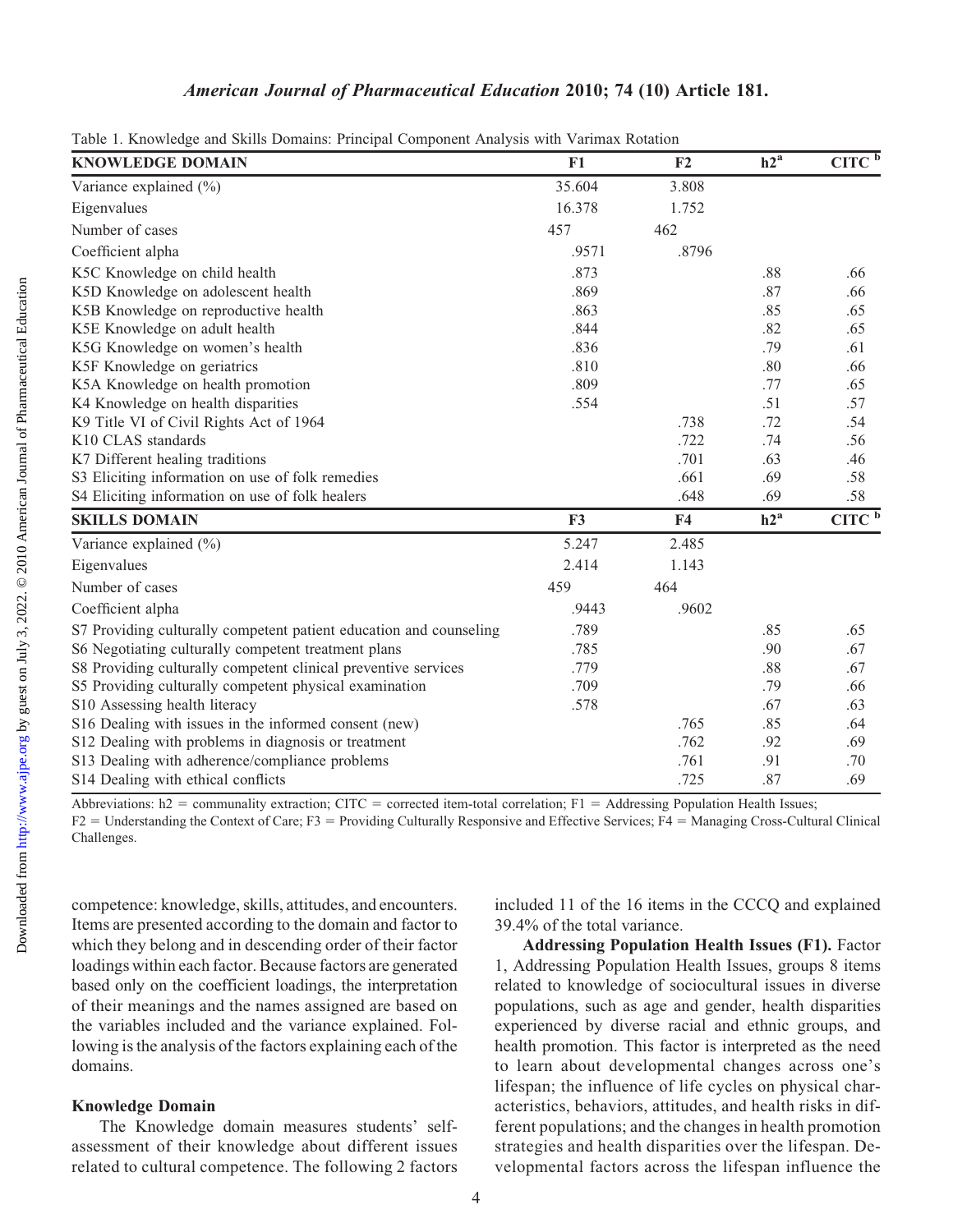Table 1. Knowledge and Skills Domains: Principal Component Analysis with Varimax Rotation

| KNOWLEDGE DOMAIN | F1 | F2 | h2[a] | CITC [b] |
|---|---|---|---|---|
| Variance explained (%) | 35.604 | 3.808 | | |
| Eigenvalues | 16.378 | 1.752 | | |
| Number of cases | 457 | 462 | | |
| Coefficient alpha | .9571 | .8796 | | |
| K5C Knowledge on child health | .873 | | .88 | .66 |
| K5D Knowledge on adolescent health | .869 | | .87 | .66 |
| K5B Knowledge on reproductive health | .863 | | .85 | .65 |
| K5E Knowledge on adult health | .844 | | .82 | .65 |
| K5G Knowledge on women's health | .836 | | .79 | .61 |
| K5F Knowledge on geriatrics | .810 | | .80 | .66 |
| K5A Knowledge on health promotion | .809 | | .77 | .65 |
| K4 Knowledge on health disparities | .554 | | .51 | .57 |
| K9 Title VI of Civil Rights Act of 1964 | | .738 | .72 | .54 |
| K10 CLAS standards | | .722 | .74 | .56 |
| K7 Different healing traditions | | .701 | .63 | .46 |
| S3 Eliciting information on use of folk remedies | | .661 | .69 | .58 |
| S4 Eliciting information on use of folk healers | | .648 | .69 | .58 |
| **SKILLS DOMAIN** | **F3** | **F4** | **h2[a]** | **CITC [b]** |
| Variance explained (%) | 5.247 | 2.485 | | |
| Eigenvalues | 2.414 | 1.143 | | |
| Number of cases | 459 | 464 | | |
| Coefficient alpha | .9443 | .9602 | | |
| S7 Providing culturally competent patient education and counseling | .789 | | .85 | .65 |
| S6 Negotiating culturally competent treatment plans | .785 | | .90 | .67 |
| S8 Providing culturally competent clinical preventive services | .779 | | .88 | .67 |
| S5 Providing culturally competent physical examination | .709 | | .79 | .66 |
| S10 Assessing health literacy | .578 | | .67 | .63 |
| S16 Dealing with issues in the informed consent (new) | | .765 | .85 | .64 |
| S12 Dealing with problems in diagnosis or treatment | | .762 | .92 | .69 |
| S13 Dealing with adherence/compliance problems | | .761 | .91 | .70 |
| S14 Dealing with ethical conflicts | | .725 | .87 | .69 |

Abbreviations: h2 = communality extraction; CITC = corrected item-total correlation; F1 = Addressing Population Health Issues; F2 = Understanding the Context of Care; F3 = Providing Culturally Responsive and Effective Services; F4 = Managing Cross-Cultural Clinical Challenges.

competence: knowledge, skills, attitudes, and encounters. Items are presented according to the domain and factor to which they belong and in descending order of their factor loadings within each factor. Because factors are generated based only on the coefficient loadings, the interpretation of their meanings and the names assigned are based on the variables included and the variance explained. Following is the analysis of the factors explaining each of the domains.

### Knowledge Domain

The Knowledge domain measures students' self-assessment of their knowledge about different issues related to cultural competence. The following 2 factors included 11 of the 16 items in the CCCQ and explained 39.4% of the total variance.

**Addressing Population Health Issues (F1).** Factor 1, Addressing Population Health Issues, groups 8 items related to knowledge of sociocultural issues in diverse populations, such as age and gender, health disparities experienced by diverse racial and ethnic groups, and health promotion. This factor is interpreted as the need to learn about developmental changes across one's lifespan; the influence of life cycles on physical characteristics, behaviors, attitudes, and health risks in different populations; and the changes in health promotion strategies and health disparities over the lifespan. Developmental factors across the lifespan influence the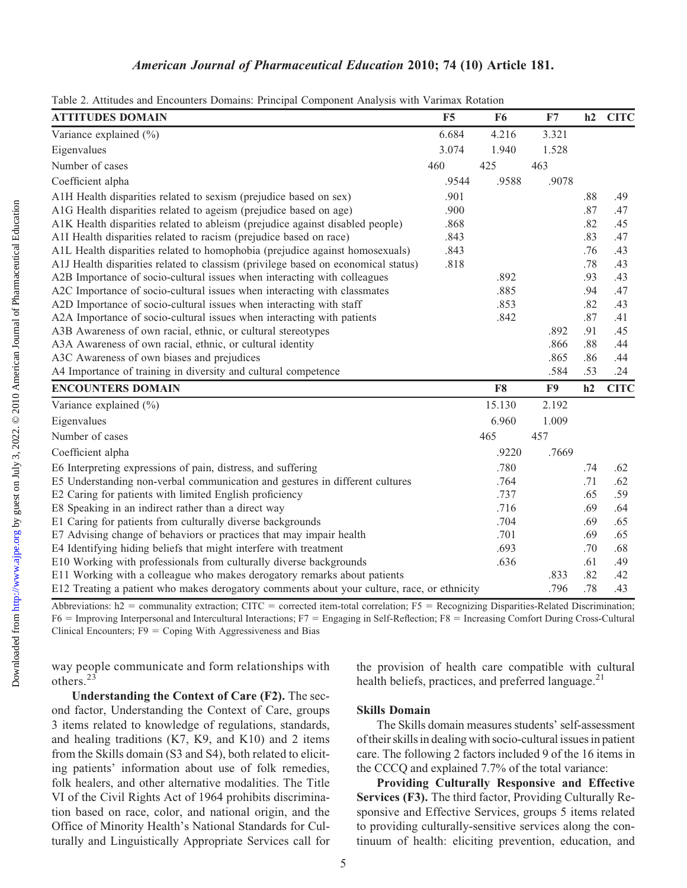Table 2. Attitudes and Encounters Domains: Principal Component Analysis with Varimax Rotation

| ATTITUDES DOMAIN | F5 | F6 | F7 | h2 | CITC |
|---|---|---|---|---|---|
| Variance explained (%) | 6.684 | 4.216 | 3.321 | | |
| Eigenvalues | 3.074 | 1.940 | 1.528 | | |
| Number of cases | 460 | 425 | 463 | | |
| Coefficient alpha | .9544 | .9588 | .9078 | | |
| A1H Health disparities related to sexism (prejudice based on sex) | .901 | | | .88 | .49 |
| A1G Health disparities related to ageism (prejudice based on age) | .900 | | | .87 | .47 |
| A1K Health disparities related to ableism (prejudice against disabled people) | .868 | | | .82 | .45 |
| A1I Health disparities related to racism (prejudice based on race) | .843 | | | .83 | .47 |
| A1L Health disparities related to homophobia (prejudice against homosexuals) | .843 | | | .76 | .43 |
| A1J Health disparities related to classism (privilege based on economical status) | .818 | | | .78 | .43 |
| A2B Importance of socio-cultural issues when interacting with colleagues | | .892 | | .93 | .43 |
| A2C Importance of socio-cultural issues when interacting with classmates | | .885 | | .94 | .47 |
| A2D Importance of socio-cultural issues when interacting with staff | | .853 | | .82 | .43 |
| A2A Importance of socio-cultural issues when interacting with patients | | .842 | | .87 | .41 |
| A3B Awareness of own racial, ethnic, or cultural stereotypes | | | .892 | .91 | .45 |
| A3A Awareness of own racial, ethnic, or cultural identity | | | .866 | .88 | .44 |
| A3C Awareness of own biases and prejudices | | | .865 | .86 | .44 |
| A4 Importance of training in diversity and cultural competence | | | .584 | .53 | .24 |
| **ENCOUNTERS DOMAIN** | | **F8** | **F9** | **h2** | **CITC** |
| Variance explained (%) | | 15.130 | 2.192 | | |
| Eigenvalues | | 6.960 | 1.009 | | |
| Number of cases | | 465 | 457 | | |
| Coefficient alpha | | .9220 | .7669 | | |
| E6 Interpreting expressions of pain, distress, and suffering | | .780 | | .74 | .62 |
| E5 Understanding non-verbal communication and gestures in different cultures | | .764 | | .71 | .62 |
| E2 Caring for patients with limited English proficiency | | .737 | | .65 | .59 |
| E8 Speaking in an indirect rather than a direct way | | .716 | | .69 | .64 |
| E1 Caring for patients from culturally diverse backgrounds | | .704 | | .69 | .65 |
| E7 Advising change of behaviors or practices that may impair health | | .701 | | .69 | .65 |
| E4 Identifying hiding beliefs that might interfere with treatment | | .693 | | .70 | .68 |
| E10 Working with professionals from culturally diverse backgrounds | | .636 | | .61 | .49 |
| E11 Working with a colleague who makes derogatory remarks about patients | | | .833 | .82 | .42 |
| E12 Treating a patient who makes derogatory comments about your culture, race, or ethnicity | | | .796 | .78 | .43 |

Abbreviations: h2 = communality extraction; CITC = corrected item-total correlation; F5 = Recognizing Disparities-Related Discrimination; F6 = Improving Interpersonal and Intercultural Interactions; F7 = Engaging in Self-Reflection; F8 = Increasing Comfort During Cross-Cultural Clinical Encounters; F9 = Coping With Aggressiveness and Bias

way people communicate and form relationships with others.[23]

**Understanding the Context of Care (F2).** The second factor, Understanding the Context of Care, groups 3 items related to knowledge of regulations, standards, and healing traditions (K7, K9, and K10) and 2 items from the Skills domain (S3 and S4), both related to eliciting patients' information about use of folk remedies, folk healers, and other alternative modalities. The Title VI of the Civil Rights Act of 1964 prohibits discrimination based on race, color, and national origin, and the Office of Minority Health's National Standards for Culturally and Linguistically Appropriate Services call for the provision of health care compatible with cultural health beliefs, practices, and preferred language.[21]

### Skills Domain

The Skills domain measures students' self-assessment of their skills in dealing with socio-cultural issues in patient care. The following 2 factors included 9 of the 16 items in the CCCQ and explained 7.7% of the total variance:

**Providing Culturally Responsive and Effective Services (F3).** The third factor, Providing Culturally Responsive and Effective Services, groups 5 items related to providing culturally-sensitive services along the continuum of health: eliciting prevention, education, and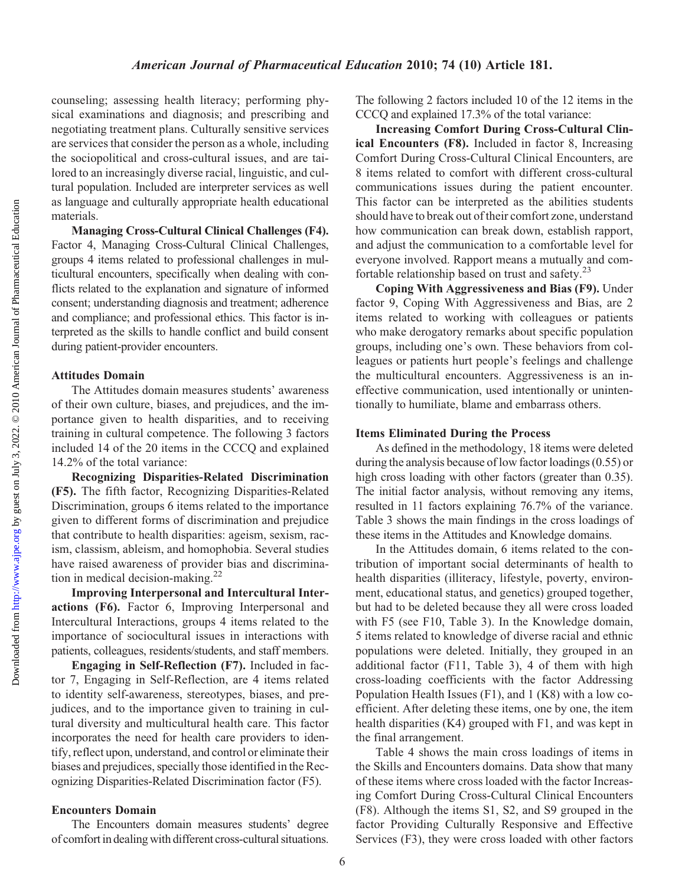counseling; assessing health literacy; performing physical examinations and diagnosis; and prescribing and negotiating treatment plans. Culturally sensitive services are services that consider the person as a whole, including the sociopolitical and cross-cultural issues, and are tailored to an increasingly diverse racial, linguistic, and cultural population. Included are interpreter services as well as language and culturally appropriate health educational materials.

**Managing Cross-Cultural Clinical Challenges (F4).** Factor 4, Managing Cross-Cultural Clinical Challenges, groups 4 items related to professional challenges in multicultural encounters, specifically when dealing with conflicts related to the explanation and signature of informed consent; understanding diagnosis and treatment; adherence and compliance; and professional ethics. This factor is interpreted as the skills to handle conflict and build consent during patient-provider encounters.

#### Attitudes Domain

The Attitudes domain measures students' awareness of their own culture, biases, and prejudices, and the importance given to health disparities, and to receiving training in cultural competence. The following 3 factors included 14 of the 20 items in the CCCQ and explained 14.2% of the total variance:

**Recognizing Disparities-Related Discrimination (F5).** The fifth factor, Recognizing Disparities-Related Discrimination, groups 6 items related to the importance given to different forms of discrimination and prejudice that contribute to health disparities: ageism, sexism, racism, classism, ableism, and homophobia. Several studies have raised awareness of provider bias and discrimination in medical decision-making.[22]

**Improving Interpersonal and Intercultural Interactions (F6).** Factor 6, Improving Interpersonal and Intercultural Interactions, groups 4 items related to the importance of sociocultural issues in interactions with patients, colleagues, residents/students, and staff members.

**Engaging in Self-Reflection (F7).** Included in factor 7, Engaging in Self-Reflection, are 4 items related to identity self-awareness, stereotypes, biases, and prejudices, and to the importance given to training in cultural diversity and multicultural health care. This factor incorporates the need for health care providers to identify, reflect upon, understand, and control or eliminate their biases and prejudices, specially those identified in the Recognizing Disparities-Related Discrimination factor (F5).

#### Encounters Domain

The Encounters domain measures students' degree of comfort in dealing with different cross-cultural situations. The following 2 factors included 10 of the 12 items in the CCCQ and explained 17.3% of the total variance:

**Increasing Comfort During Cross-Cultural Clinical Encounters (F8).** Included in factor 8, Increasing Comfort During Cross-Cultural Clinical Encounters, are 8 items related to comfort with different cross-cultural communications issues during the patient encounter. This factor can be interpreted as the abilities students should have to break out of their comfort zone, understand how communication can break down, establish rapport, and adjust the communication to a comfortable level for everyone involved. Rapport means a mutually and comfortable relationship based on trust and safety.[23]

**Coping With Aggressiveness and Bias (F9).** Under factor 9, Coping With Aggressiveness and Bias, are 2 items related to working with colleagues or patients who make derogatory remarks about specific population groups, including one's own. These behaviors from colleagues or patients hurt people's feelings and challenge the multicultural encounters. Aggressiveness is an ineffective communication, used intentionally or unintentionally to humiliate, blame and embarrass others.

#### Items Eliminated During the Process

As defined in the methodology, 18 items were deleted during the analysis because of low factor loadings (0.55) or high cross loading with other factors (greater than 0.35). The initial factor analysis, without removing any items, resulted in 11 factors explaining 76.7% of the variance. Table 3 shows the main findings in the cross loadings of these items in the Attitudes and Knowledge domains.

In the Attitudes domain, 6 items related to the contribution of important social determinants of health to health disparities (illiteracy, lifestyle, poverty, environment, educational status, and genetics) grouped together, but had to be deleted because they all were cross loaded with F5 (see F10, Table 3). In the Knowledge domain, 5 items related to knowledge of diverse racial and ethnic populations were deleted. Initially, they grouped in an additional factor (F11, Table 3), 4 of them with high cross-loading coefficients with the factor Addressing Population Health Issues (F1), and 1 (K8) with a low coefficient. After deleting these items, one by one, the item health disparities (K4) grouped with F1, and was kept in the final arrangement.

Table 4 shows the main cross loadings of items in the Skills and Encounters domains. Data show that many of these items where cross loaded with the factor Increasing Comfort During Cross-Cultural Clinical Encounters (F8). Although the items S1, S2, and S9 grouped in the factor Providing Culturally Responsive and Effective Services (F3), they were cross loaded with other factors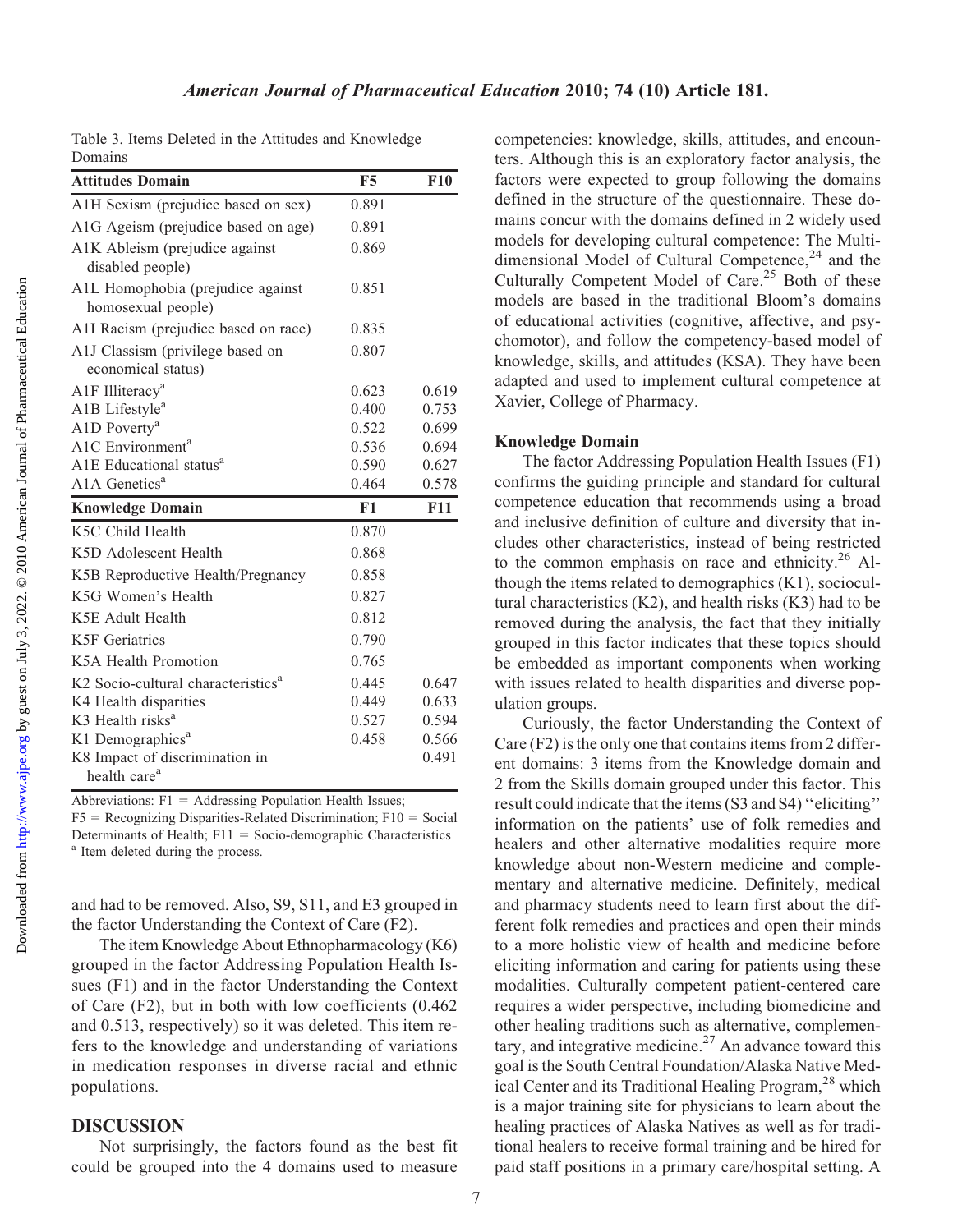Table 3. Items Deleted in the Attitudes and Knowledge Domains

| Attitudes Domain | F5 | F10 |
|---|---|---|
| A1H Sexism (prejudice based on sex) | 0.891 | |
| A1G Ageism (prejudice based on age) | 0.891 | |
| A1K Ableism (prejudice against disabled people) | 0.869 | |
| A1L Homophobia (prejudice against homosexual people) | 0.851 | |
| A1I Racism (prejudice based on race) | 0.835 | |
| A1J Classism (privilege based on economical status) | 0.807 | |
| A1F Illiteracy[a] | 0.623 | 0.619 |
| A1B Lifestyle[a] | 0.400 | 0.753 |
| A1D Poverty[a] | 0.522 | 0.699 |
| A1C Environment[a] | 0.536 | 0.694 |
| A1E Educational status[a] | 0.590 | 0.627 |
| A1A Genetics[a] | 0.464 | 0.578 |
| **Knowledge Domain** | **F1** | **F11** |
| K5C Child Health | 0.870 | |
| K5D Adolescent Health | 0.868 | |
| K5B Reproductive Health/Pregnancy | 0.858 | |
| K5G Women's Health | 0.827 | |
| K5E Adult Health | 0.812 | |
| K5F Geriatrics | 0.790 | |
| K5A Health Promotion | 0.765 | |
| K2 Socio-cultural characteristics[a] | 0.445 | 0.647 |
| K4 Health disparities | 0.449 | 0.633 |
| K3 Health risks[a] | 0.527 | 0.594 |
| K1 Demographics[a] | 0.458 | 0.566 |
| K8 Impact of discrimination in health care[a] | | 0.491 |

Abbreviations: F1 = Addressing Population Health Issues; F5 = Recognizing Disparities-Related Discrimination; F10 = Social Determinants of Health; F11 = Socio-demographic Characteristics
[a] Item deleted during the process.

and had to be removed. Also, S9, S11, and E3 grouped in the factor Understanding the Context of Care (F2).

The item Knowledge About Ethnopharmacology (K6) grouped in the factor Addressing Population Health Issues (F1) and in the factor Understanding the Context of Care (F2), but in both with low coefficients (0.462 and 0.513, respectively) so it was deleted. This item refers to the knowledge and understanding of variations in medication responses in diverse racial and ethnic populations.

## DISCUSSION

Not surprisingly, the factors found as the best fit could be grouped into the 4 domains used to measure competencies: knowledge, skills, attitudes, and encounters. Although this is an exploratory factor analysis, the factors were expected to group following the domains defined in the structure of the questionnaire. These domains concur with the domains defined in 2 widely used models for developing cultural competence: The Multidimensional Model of Cultural Competence,[24] and the Culturally Competent Model of Care.[25] Both of these models are based in the traditional Bloom's domains of educational activities (cognitive, affective, and psychomotor), and follow the competency-based model of knowledge, skills, and attitudes (KSA). They have been adapted and used to implement cultural competence at Xavier, College of Pharmacy.

### Knowledge Domain

The factor Addressing Population Health Issues (F1) confirms the guiding principle and standard for cultural competence education that recommends using a broad and inclusive definition of culture and diversity that includes other characteristics, instead of being restricted to the common emphasis on race and ethnicity.[26] Although the items related to demographics (K1), sociocultural characteristics (K2), and health risks (K3) had to be removed during the analysis, the fact that they initially grouped in this factor indicates that these topics should be embedded as important components when working with issues related to health disparities and diverse population groups.

Curiously, the factor Understanding the Context of Care (F2) is the only one that contains items from 2 different domains: 3 items from the Knowledge domain and 2 from the Skills domain grouped under this factor. This result could indicate that the items (S3 and S4) "eliciting" information on the patients' use of folk remedies and healers and other alternative modalities require more knowledge about non-Western medicine and complementary and alternative medicine. Definitely, medical and pharmacy students need to learn first about the different folk remedies and practices and open their minds to a more holistic view of health and medicine before eliciting information and caring for patients using these modalities. Culturally competent patient-centered care requires a wider perspective, including biomedicine and other healing traditions such as alternative, complementary, and integrative medicine.[27] An advance toward this goal is the South Central Foundation/Alaska Native Medical Center and its Traditional Healing Program,[28] which is a major training site for physicians to learn about the healing practices of Alaska Natives as well as for traditional healers to receive formal training and be hired for paid staff positions in a primary care/hospital setting. A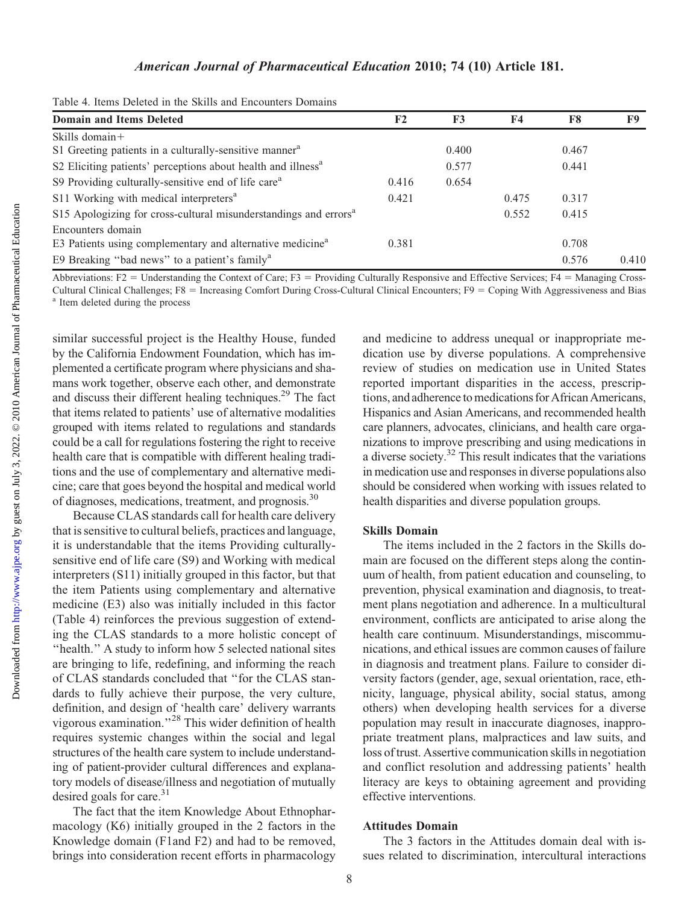Table 4. Items Deleted in the Skills and Encounters Domains

| Domain and Items Deleted | F2 | F3 | F4 | F8 | F9 |
|---|---|---|---|---|---|
| Skills domain+ | | | | | |
| S1 Greeting patients in a culturally-sensitive manner[a] | | 0.400 | | 0.467 | |
| S2 Eliciting patients' perceptions about health and illness[a] | | 0.577 | | 0.441 | |
| S9 Providing culturally-sensitive end of life care[a] | 0.416 | 0.654 | | | |
| S11 Working with medical interpreters[a] | 0.421 | | 0.475 | 0.317 | |
| S15 Apologizing for cross-cultural misunderstandings and errors[a] | | | 0.552 | 0.415 | |
| Encounters domain | | | | | |
| E3 Patients using complementary and alternative medicine[a] | 0.381 | | | 0.708 | |
| E9 Breaking "bad news" to a patient's family[a] | | | | 0.576 | 0.410 |

Abbreviations: F2 = Understanding the Context of Care; F3 = Providing Culturally Responsive and Effective Services; F4 = Managing Cross-Cultural Clinical Challenges; F8 = Increasing Comfort During Cross-Cultural Clinical Encounters; F9 = Coping With Aggressiveness and Bias
[a] Item deleted during the process

similar successful project is the Healthy House, funded by the California Endowment Foundation, which has implemented a certificate program where physicians and shamans work together, observe each other, and demonstrate and discuss their different healing techniques.[29] The fact that items related to patients' use of alternative modalities grouped with items related to regulations and standards could be a call for regulations fostering the right to receive health care that is compatible with different healing traditions and the use of complementary and alternative medicine; care that goes beyond the hospital and medical world of diagnoses, medications, treatment, and prognosis.[30]

Because CLAS standards call for health care delivery that is sensitive to cultural beliefs, practices and language, it is understandable that the items Providing culturally-sensitive end of life care (S9) and Working with medical interpreters (S11) initially grouped in this factor, but that the item Patients using complementary and alternative medicine (E3) also was initially included in this factor (Table 4) reinforces the previous suggestion of extending the CLAS standards to a more holistic concept of "health." A study to inform how 5 selected national sites are bringing to life, redefining, and informing the reach of CLAS standards concluded that "for the CLAS standards to fully achieve their purpose, the very culture, definition, and design of 'health care' delivery warrants vigorous examination."[28] This wider definition of health requires systemic changes within the social and legal structures of the health care system to include understanding of patient-provider cultural differences and explanatory models of disease/illness and negotiation of mutually desired goals for care.[31]

The fact that the item Knowledge About Ethnopharmacology (K6) initially grouped in the 2 factors in the Knowledge domain (F1and F2) and had to be removed, brings into consideration recent efforts in pharmacology and medicine to address unequal or inappropriate medication use by diverse populations. A comprehensive review of studies on medication use in United States reported important disparities in the access, prescriptions, and adherence to medications for African Americans, Hispanics and Asian Americans, and recommended health care planners, advocates, clinicians, and health care organizations to improve prescribing and using medications in a diverse society.[32] This result indicates that the variations in medication use and responses in diverse populations also should be considered when working with issues related to health disparities and diverse population groups.

### Skills Domain

The items included in the 2 factors in the Skills domain are focused on the different steps along the continuum of health, from patient education and counseling, to prevention, physical examination and diagnosis, to treatment plans negotiation and adherence. In a multicultural environment, conflicts are anticipated to arise along the health care continuum. Misunderstandings, miscommunications, and ethical issues are common causes of failure in diagnosis and treatment plans. Failure to consider diversity factors (gender, age, sexual orientation, race, ethnicity, language, physical ability, social status, among others) when developing health services for a diverse population may result in inaccurate diagnoses, inappropriate treatment plans, malpractices and law suits, and loss of trust. Assertive communication skills in negotiation and conflict resolution and addressing patients' health literacy are keys to obtaining agreement and providing effective interventions.

### Attitudes Domain

The 3 factors in the Attitudes domain deal with issues related to discrimination, intercultural interactions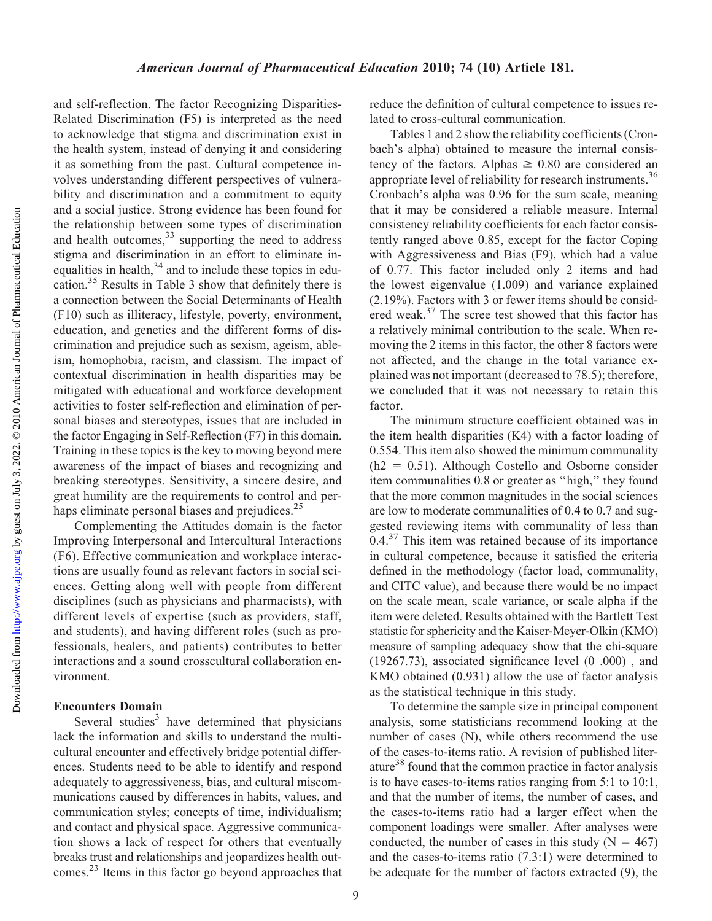and self-reflection. The factor Recognizing Disparities-Related Discrimination (F5) is interpreted as the need to acknowledge that stigma and discrimination exist in the health system, instead of denying it and considering it as something from the past. Cultural competence involves understanding different perspectives of vulnerability and discrimination and a commitment to equity and a social justice. Strong evidence has been found for the relationship between some types of discrimination and health outcomes,[33] supporting the need to address stigma and discrimination in an effort to eliminate inequalities in health,[34] and to include these topics in education.[35] Results in Table 3 show that definitely there is a connection between the Social Determinants of Health (F10) such as illiteracy, lifestyle, poverty, environment, education, and genetics and the different forms of discrimination and prejudice such as sexism, ageism, ableism, homophobia, racism, and classism. The impact of contextual discrimination in health disparities may be mitigated with educational and workforce development activities to foster self-reflection and elimination of personal biases and stereotypes, issues that are included in the factor Engaging in Self-Reflection (F7) in this domain. Training in these topics is the key to moving beyond mere awareness of the impact of biases and recognizing and breaking stereotypes. Sensitivity, a sincere desire, and great humility are the requirements to control and perhaps eliminate personal biases and prejudices.[25]

Complementing the Attitudes domain is the factor Improving Interpersonal and Intercultural Interactions (F6). Effective communication and workplace interactions are usually found as relevant factors in social sciences. Getting along well with people from different disciplines (such as physicians and pharmacists), with different levels of expertise (such as providers, staff, and students), and having different roles (such as professionals, healers, and patients) contributes to better interactions and a sound crosscultural collaboration environment.

### Encounters Domain

Several studies[3] have determined that physicians lack the information and skills to understand the multicultural encounter and effectively bridge potential differences. Students need to be able to identify and respond adequately to aggressiveness, bias, and cultural miscommunications caused by differences in habits, values, and communication styles; concepts of time, individualism; and contact and physical space. Aggressive communication shows a lack of respect for others that eventually breaks trust and relationships and jeopardizes health outcomes.[23] Items in this factor go beyond approaches that reduce the definition of cultural competence to issues related to cross-cultural communication.

Tables 1 and 2 show the reliability coefficients (Cronbach's alpha) obtained to measure the internal consistency of the factors. Alphas $\geq$ 0.80 are considered an appropriate level of reliability for research instruments.[36] Cronbach's alpha was 0.96 for the sum scale, meaning that it may be considered a reliable measure. Internal consistency reliability coefficients for each factor consistently ranged above 0.85, except for the factor Coping with Aggressiveness and Bias (F9), which had a value of 0.77. This factor included only 2 items and had the lowest eigenvalue (1.009) and variance explained (2.19%). Factors with 3 or fewer items should be considered weak.[37] The scree test showed that this factor has a relatively minimal contribution to the scale. When removing the 2 items in this factor, the other 8 factors were not affected, and the change in the total variance explained was not important (decreased to 78.5); therefore, we concluded that it was not necessary to retain this factor.

The minimum structure coefficient obtained was in the item health disparities (K4) with a factor loading of 0.554. This item also showed the minimum communality ($h2 = 0.51$). Although Costello and Osborne consider item communalities 0.8 or greater as "high," they found that the more common magnitudes in the social sciences are low to moderate communalities of 0.4 to 0.7 and suggested reviewing items with communality of less than 0.4.[37] This item was retained because of its importance in cultural competence, because it satisfied the criteria defined in the methodology (factor load, communality, and CITC value), and because there would be no impact on the scale mean, scale variance, or scale alpha if the item were deleted. Results obtained with the Bartlett Test statistic for sphericity and the Kaiser-Meyer-Olkin (KMO) measure of sampling adequacy show that the chi-square (19267.73), associated significance level (0 .000) , and KMO obtained (0.931) allow the use of factor analysis as the statistical technique in this study.

To determine the sample size in principal component analysis, some statisticians recommend looking at the number of cases (N), while others recommend the use of the cases-to-items ratio. A revision of published literature[38] found that the common practice in factor analysis is to have cases-to-items ratios ranging from 5:1 to 10:1, and that the number of items, the number of cases, and the cases-to-items ratio had a larger effect when the component loadings were smaller. After analyses were conducted, the number of cases in this study ($N = 467$) and the cases-to-items ratio (7.3:1) were determined to be adequate for the number of factors extracted (9), the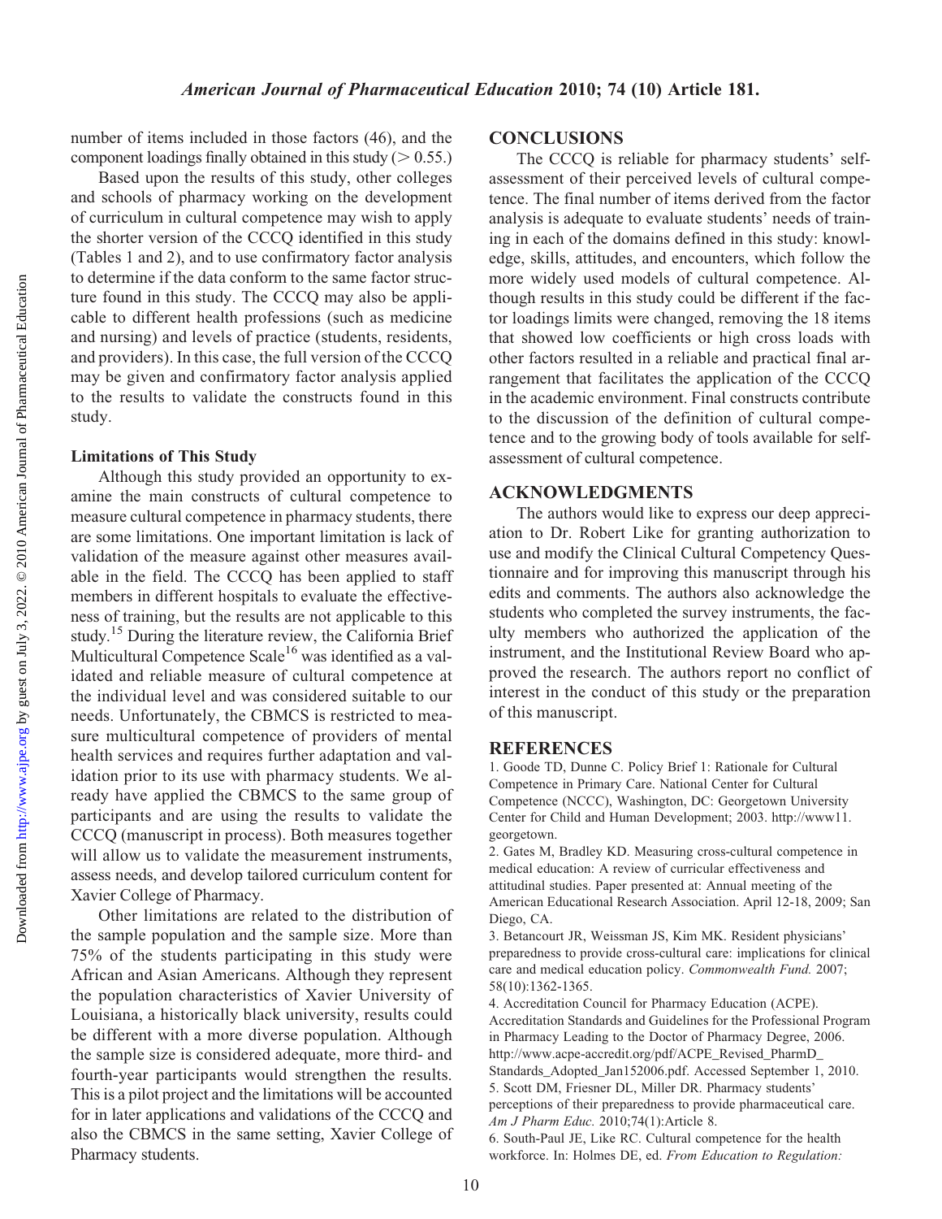number of items included in those factors (46), and the component loadings finally obtained in this study ($> 0.55$.)

Based upon the results of this study, other colleges and schools of pharmacy working on the development of curriculum in cultural competence may wish to apply the shorter version of the CCCQ identified in this study (Tables 1 and 2), and to use confirmatory factor analysis to determine if the data conform to the same factor structure found in this study. The CCCQ may also be applicable to different health professions (such as medicine and nursing) and levels of practice (students, residents, and providers). In this case, the full version of the CCCQ may be given and confirmatory factor analysis applied to the results to validate the constructs found in this study.

### Limitations of This Study

Although this study provided an opportunity to examine the main constructs of cultural competence to measure cultural competence in pharmacy students, there are some limitations. One important limitation is lack of validation of the measure against other measures available in the field. The CCCQ has been applied to staff members in different hospitals to evaluate the effectiveness of training, but the results are not applicable to this study.[15] During the literature review, the California Brief Multicultural Competence Scale[16] was identified as a validated and reliable measure of cultural competence at the individual level and was considered suitable to our needs. Unfortunately, the CBMCS is restricted to measure multicultural competence of providers of mental health services and requires further adaptation and validation prior to its use with pharmacy students. We already have applied the CBMCS to the same group of participants and are using the results to validate the CCCQ (manuscript in process). Both measures together will allow us to validate the measurement instruments, assess needs, and develop tailored curriculum content for Xavier College of Pharmacy.

Other limitations are related to the distribution of the sample population and the sample size. More than 75% of the students participating in this study were African and Asian Americans. Although they represent the population characteristics of Xavier University of Louisiana, a historically black university, results could be different with a more diverse population. Although the sample size is considered adequate, more third- and fourth-year participants would strengthen the results. This is a pilot project and the limitations will be accounted for in later applications and validations of the CCCQ and also the CBMCS in the same setting, Xavier College of Pharmacy students.

## CONCLUSIONS

The CCCQ is reliable for pharmacy students' self-assessment of their perceived levels of cultural competence. The final number of items derived from the factor analysis is adequate to evaluate students' needs of training in each of the domains defined in this study: knowledge, skills, attitudes, and encounters, which follow the more widely used models of cultural competence. Although results in this study could be different if the factor loadings limits were changed, removing the 18 items that showed low coefficients or high cross loads with other factors resulted in a reliable and practical final arrangement that facilitates the application of the CCCQ in the academic environment. Final constructs contribute to the discussion of the definition of cultural competence and to the growing body of tools available for self-assessment of cultural competence.

## ACKNOWLEDGMENTS

The authors would like to express our deep appreciation to Dr. Robert Like for granting authorization to use and modify the Clinical Cultural Competency Questionnaire and for improving this manuscript through his edits and comments. The authors also acknowledge the students who completed the survey instruments, the faculty members who authorized the application of the instrument, and the Institutional Review Board who approved the research. The authors report no conflict of interest in the conduct of this study or the preparation of this manuscript.

## REFERENCES

1. Goode TD, Dunne C. Policy Brief 1: Rationale for Cultural Competence in Primary Care. National Center for Cultural Competence (NCCC), Washington, DC: Georgetown University Center for Child and Human Development; 2003. http://www11.georgetown.
2. Gates M, Bradley KD. Measuring cross-cultural competence in medical education: A review of curricular effectiveness and attitudinal studies. Paper presented at: Annual meeting of the American Educational Research Association. April 12-18, 2009; San Diego, CA.
3. Betancourt JR, Weissman JS, Kim MK. Resident physicians' preparedness to provide cross-cultural care: implications for clinical care and medical education policy. *Commonwealth Fund.* 2007; 58(10):1362-1365.
4. Accreditation Council for Pharmacy Education (ACPE). Accreditation Standards and Guidelines for the Professional Program in Pharmacy Leading to the Doctor of Pharmacy Degree, 2006. http://www.acpe-accredit.org/pdf/ACPE_Revised_PharmD_Standards_Adopted_Jan152006.pdf. Accessed September 1, 2010.
5. Scott DM, Friesner DL, Miller DR. Pharmacy students' perceptions of their preparedness to provide pharmaceutical care. *Am J Pharm Educ.* 2010;74(1):Article 8.
6. South-Paul JE, Like RC. Cultural competence for the health workforce. In: Holmes DE, ed. *From Education to Regulation:*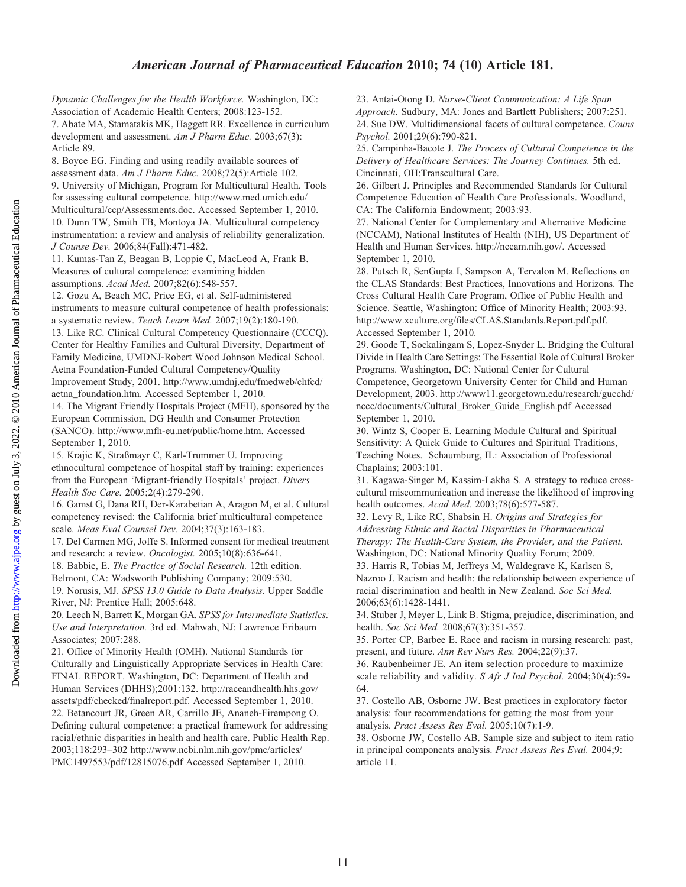*Dynamic Challenges for the Health Workforce.* Washington, DC: Association of Academic Health Centers; 2008:123-152.

7. Abate MA, Stamatakis MK, Haggett RR. Excellence in curriculum development and assessment. *Am J Pharm Educ.* 2003;67(3): Article 89.

8. Boyce EG. Finding and using readily available sources of assessment data. *Am J Pharm Educ.* 2008;72(5):Article 102.

9. University of Michigan, Program for Multicultural Health. Tools for assessing cultural competence. http://www.med.umich.edu/Multicultural/ccp/Assessments.doc. Accessed September 1, 2010.

10. Dunn TW, Smith TB, Montoya JA. Multicultural competency instrumentation: a review and analysis of reliability generalization. *J Counse Dev.* 2006;84(Fall):471-482.

11. Kumas-Tan Z, Beagan B, Loppie C, MacLeod A, Frank B. Measures of cultural competence: examining hidden assumptions. *Acad Med.* 2007;82(6):548-557.

12. Gozu A, Beach MC, Price EG, et al. Self-administered instruments to measure cultural competence of health professionals: a systematic review. *Teach Learn Med.* 2007;19(2):180-190.

13. Like RC. Clinical Cultural Competency Questionnaire (CCCQ). Center for Healthy Families and Cultural Diversity, Department of Family Medicine, UMDNJ-Robert Wood Johnson Medical School. Aetna Foundation-Funded Cultural Competency/Quality Improvement Study, 2001. http://www.umdnj.edu/fmedweb/chfcd/aetna_foundation.htm. Accessed September 1, 2010.

14. The Migrant Friendly Hospitals Project (MFH), sponsored by the European Commission, DG Health and Consumer Protection (SANCO). http://www.mfh-eu.net/public/home.htm. Accessed September 1, 2010.

15. Krajic K, Straßmayr C, Karl-Trummer U. Improving ethnocultural competence of hospital staff by training: experiences from the European 'Migrant-friendly Hospitals' project. *Divers Health Soc Care.* 2005;2(4):279-290.

16. Gamst G, Dana RH, Der-Karabetian A, Aragon M, et al. Cultural competency revised: the California brief multicultural competence scale. *Meas Eval Counsel Dev.* 2004;37(3):163-183.

17. Del Carmen MG, Joffe S. Informed consent for medical treatment and research: a review. *Oncologist.* 2005;10(8):636-641.

18. Babbie, E. *The Practice of Social Research.* 12th edition. Belmont, CA: Wadsworth Publishing Company; 2009:530.

19. Norusis, MJ. *SPSS 13.0 Guide to Data Analysis.* Upper Saddle River, NJ: Prentice Hall; 2005:648.

20. Leech N, Barrett K, Morgan GA. *SPSS for Intermediate Statistics: Use and Interpretation.* 3rd ed. Mahwah, NJ: Lawrence Eribaum Associates; 2007:288.

21. Office of Minority Health (OMH). National Standards for Culturally and Linguistically Appropriate Services in Health Care: FINAL REPORT. Washington, DC: Department of Health and Human Services (DHHS);2001:132. http://raceandhealth.hhs.gov/assets/pdf/checked/finalreport.pdf. Accessed September 1, 2010.

22. Betancourt JR, Green AR, Carrillo JE, Ananeh-Firempong O. Defining cultural competence: a practical framework for addressing racial/ethnic disparities in health and health care. Public Health Rep. 2003;118:293–302 http://www.ncbi.nlm.nih.gov/pmc/articles/PMC1497553/pdf/12815076.pdf Accessed September 1, 2010.

23. Antai-Otong D. *Nurse-Client Communication: A Life Span Approach.* Sudbury, MA: Jones and Bartlett Publishers; 2007:251.

24. Sue DW. Multidimensional facets of cultural competence. *Couns Psychol.* 2001;29(6):790-821.

25. Campinha-Bacote J. *The Process of Cultural Competence in the Delivery of Healthcare Services: The Journey Continues.* 5th ed. Cincinnati, OH:Transcultural Care.

26. Gilbert J. Principles and Recommended Standards for Cultural Competence Education of Health Care Professionals. Woodland, CA: The California Endowment; 2003:93.

27. National Center for Complementary and Alternative Medicine (NCCAM), National Institutes of Health (NIH), US Department of Health and Human Services. http://nccam.nih.gov/. Accessed September 1, 2010.

28. Putsch R, SenGupta I, Sampson A, Tervalon M. Reflections on the CLAS Standards: Best Practices, Innovations and Horizons. The Cross Cultural Health Care Program, Office of Public Health and Science. Seattle, Washington: Office of Minority Health; 2003:93. http://www.xculture.org/files/CLAS.Standards.Report.pdf.pdf. Accessed September 1, 2010.

29. Goode T, Sockalingam S, Lopez-Snyder L. Bridging the Cultural Divide in Health Care Settings: The Essential Role of Cultural Broker Programs. Washington, DC: National Center for Cultural Competence, Georgetown University Center for Child and Human Development, 2003. http://www11.georgetown.edu/research/gucchd/nccc/documents/Cultural_Broker_Guide_English.pdf Accessed September 1, 2010.

30. Wintz S, Cooper E. Learning Module Cultural and Spiritual Sensitivity: A Quick Guide to Cultures and Spiritual Traditions, Teaching Notes. Schaumburg, IL: Association of Professional Chaplains; 2003:101.

31. Kagawa-Singer M, Kassim-Lakha S. A strategy to reduce cross-cultural miscommunication and increase the likelihood of improving health outcomes. *Acad Med.* 2003;78(6):577-587.

32. Levy R, Like RC, Shabsin H. *Origins and Strategies for Addressing Ethnic and Racial Disparities in Pharmaceutical Therapy: The Health-Care System, the Provider, and the Patient.* Washington, DC: National Minority Quality Forum; 2009.

33. Harris R, Tobias M, Jeffreys M, Waldegrave K, Karlsen S, Nazroo J. Racism and health: the relationship between experience of racial discrimination and health in New Zealand. *Soc Sci Med.* 2006;63(6):1428-1441.

34. Stuber J, Meyer L, Link B. Stigma, prejudice, discrimination, and health. *Soc Sci Med.* 2008;67(3):351-357.

35. Porter CP, Barbee E. Race and racism in nursing research: past, present, and future. *Ann Rev Nurs Res.* 2004;22(9):37.

36. Raubenheimer JE. An item selection procedure to maximize scale reliability and validity. *S Afr J Ind Psychol.* 2004;30(4):59-64.

37. Costello AB, Osborne JW. Best practices in exploratory factor analysis: four recommendations for getting the most from your analysis. *Pract Assess Res Eval.* 2005;10(7):1-9.

38. Osborne JW, Costello AB. Sample size and subject to item ratio in principal components analysis. *Pract Assess Res Eval.* 2004;9: article 11.